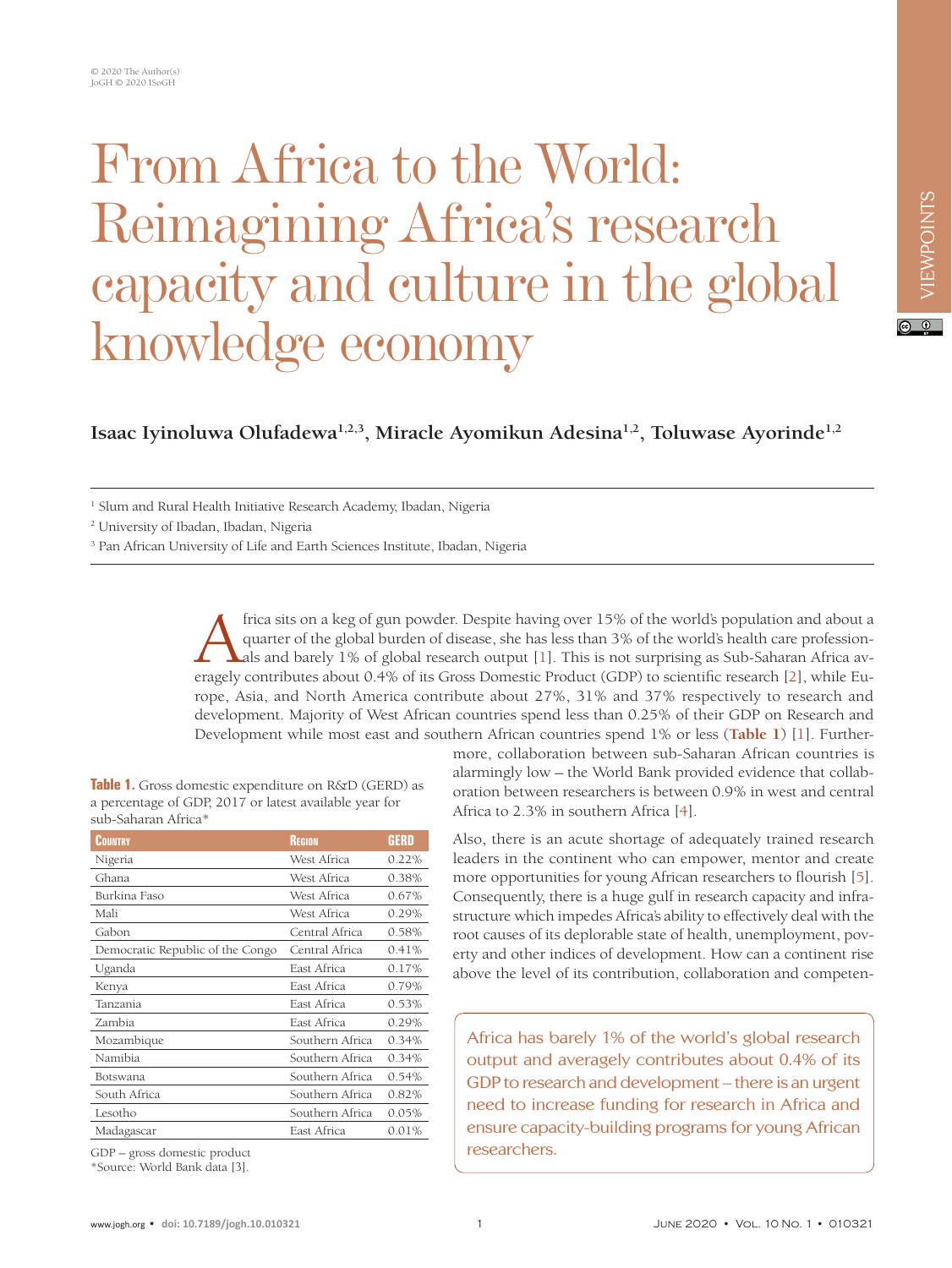# From Africa to the World: Reimagining Africa's research capacity and culture in the global knowledge economy

**Isaac Iyinoluwa Olufadewa[1,2,3], Miracle Ayomikun Adesina[1,2], Toluwase Ayorinde[1,2]**

[1] Slum and Rural Health Initiative Research Academy, Ibadan, Nigeria

[2] University of Ibadan, Ibadan, Nigeria

[3] Pan African University of Life and Earth Sciences Institute, Ibadan, Nigeria

Africa sits on a keg of gun powder. Despite having over 15% of the world's population and about a quarter of the global burden of disease, she has less than 3% of the world's health care professionals and barely 1% of global research output [1]. This is not surprising as Sub-Saharan Africa averagely contributes about 0.4% of its Gross Domestic Product (GDP) to scientific research [2], while Europe, Asia, and North America contribute about 27%, 31% and 37% respectively to research and development. Majority of West African countries spend less than 0.25% of their GDP on Research and Development while most east and southern African countries spend 1% or less (**Table 1**) [1]. Furthermore, collaboration between sub-Saharan African countries is alarmingly low – the World Bank provided evidence that collaboration between researchers is between 0.9% in west and central Africa to 2.3% in southern Africa [4].

**Table 1.** Gross domestic expenditure on R&D (GERD) as a percentage of GDP, 2017 or latest available year for sub-Saharan Africa*

| Country | Region | GERD |
|---|---|---|
| Nigeria | West Africa | 0.22% |
| Ghana | West Africa | 0.38% |
| Burkina Faso | West Africa | 0.67% |
| Mali | West Africa | 0.29% |
| Gabon | Central Africa | 0.58% |
| Democratic Republic of the Congo | Central Africa | 0.41% |
| Uganda | East Africa | 0.17% |
| Kenya | East Africa | 0.79% |
| Tanzania | East Africa | 0.53% |
| Zambia | East Africa | 0.29% |
| Mozambique | Southern Africa | 0.34% |
| Namibia | Southern Africa | 0.34% |
| Botswana | Southern Africa | 0.54% |
| South Africa | Southern Africa | 0.82% |
| Lesotho | Southern Africa | 0.05% |
| Madagascar | East Africa | 0.01% |

GDP – gross domestic product
*Source: World Bank data [3].

Also, there is an acute shortage of adequately trained research leaders in the continent who can empower, mentor and create more opportunities for young African researchers to flourish [5]. Consequently, there is a huge gulf in research capacity and infrastructure which impedes Africa's ability to effectively deal with the root causes of its deplorable state of health, unemployment, poverty and other indices of development. How can a continent rise above the level of its contribution, collaboration and competen-

> Africa has barely 1% of the world's global research output and averagely contributes about 0.4% of its GDP to research and development – there is an urgent need to increase funding for research in Africa and ensure capacity-building programs for young African researchers.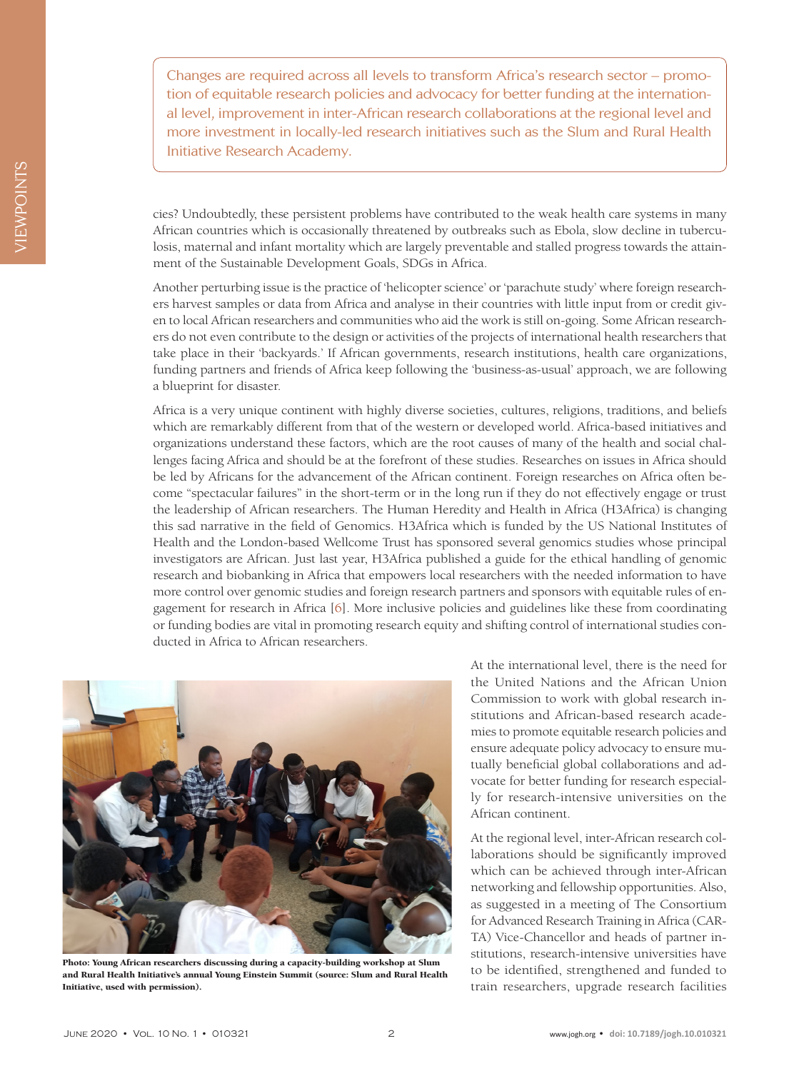Changes are required across all levels to transform Africa's research sector – promotion of equitable research policies and advocacy for better funding at the international level, improvement in inter-African research collaborations at the regional level and more investment in locally-led research initiatives such as the Slum and Rural Health Initiative Research Academy.

cies? Undoubtedly, these persistent problems have contributed to the weak health care systems in many African countries which is occasionally threatened by outbreaks such as Ebola, slow decline in tuberculosis, maternal and infant mortality which are largely preventable and stalled progress towards the attainment of the Sustainable Development Goals, SDGs in Africa.

Another perturbing issue is the practice of 'helicopter science' or 'parachute study' where foreign researchers harvest samples or data from Africa and analyse in their countries with little input from or credit given to local African researchers and communities who aid the work is still on-going. Some African researchers do not even contribute to the design or activities of the projects of international health researchers that take place in their 'backyards.' If African governments, research institutions, health care organizations, funding partners and friends of Africa keep following the 'business-as-usual' approach, we are following a blueprint for disaster.

Africa is a very unique continent with highly diverse societies, cultures, religions, traditions, and beliefs which are remarkably different from that of the western or developed world. Africa-based initiatives and organizations understand these factors, which are the root causes of many of the health and social challenges facing Africa and should be at the forefront of these studies. Researches on issues in Africa should be led by Africans for the advancement of the African continent. Foreign researches on Africa often become "spectacular failures" in the short-term or in the long run if they do not effectively engage or trust the leadership of African researchers. The Human Heredity and Health in Africa (H3Africa) is changing this sad narrative in the field of Genomics. H3Africa which is funded by the US National Institutes of Health and the London-based Wellcome Trust has sponsored several genomics studies whose principal investigators are African. Just last year, H3Africa published a guide for the ethical handling of genomic research and biobanking in Africa that empowers local researchers with the needed information to have more control over genomic studies and foreign research partners and sponsors with equitable rules of engagement for research in Africa [6]. More inclusive policies and guidelines like these from coordinating or funding bodies are vital in promoting research equity and shifting control of international studies conducted in Africa to African researchers.

**Photo: Young African researchers discussing during a capacity-building workshop at Slum and Rural Health Initiative's annual Young Einstein Summit (source: Slum and Rural Health Initiative, used with permission).**

At the international level, there is the need for the United Nations and the African Union Commission to work with global research institutions and African-based research academies to promote equitable research policies and ensure adequate policy advocacy to ensure mutually beneficial global collaborations and advocate for better funding for research especially for research-intensive universities on the African continent.

At the regional level, inter-African research collaborations should be significantly improved which can be achieved through inter-African networking and fellowship opportunities. Also, as suggested in a meeting of The Consortium for Advanced Research Training in Africa (CARTA) Vice-Chancellor and heads of partner institutions, research-intensive universities have to be identified, strengthened and funded to train researchers, upgrade research facilities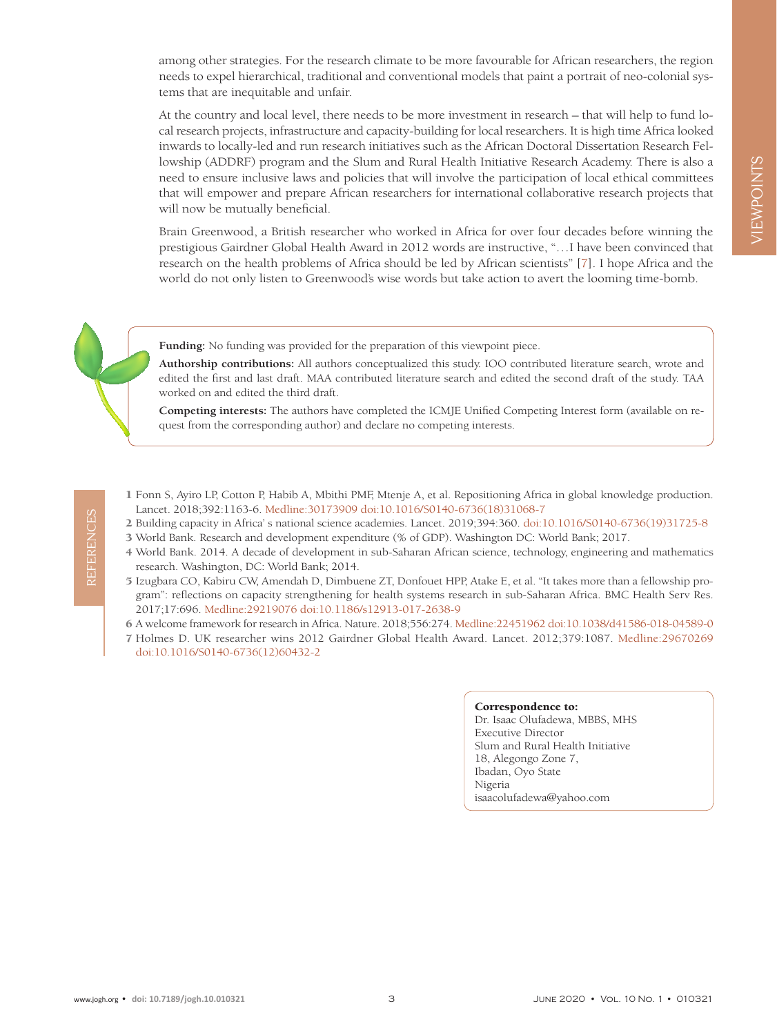among other strategies. For the research climate to be more favourable for African researchers, the region needs to expel hierarchical, traditional and conventional models that paint a portrait of neo-colonial systems that are inequitable and unfair.

At the country and local level, there needs to be more investment in research – that will help to fund local research projects, infrastructure and capacity-building for local researchers. It is high time Africa looked inwards to locally-led and run research initiatives such as the African Doctoral Dissertation Research Fellowship (ADDRF) program and the Slum and Rural Health Initiative Research Academy. There is also a need to ensure inclusive laws and policies that will involve the participation of local ethical committees that will empower and prepare African researchers for international collaborative research projects that will now be mutually beneficial.

Brain Greenwood, a British researcher who worked in Africa for over four decades before winning the prestigious Gairdner Global Health Award in 2012 words are instructive, "…I have been convinced that research on the health problems of Africa should be led by African scientists" [7]. I hope Africa and the world do not only listen to Greenwood's wise words but take action to avert the looming time-bomb.

**Funding:** No funding was provided for the preparation of this viewpoint piece.

**Authorship contributions:** All authors conceptualized this study. IOO contributed literature search, wrote and edited the first and last draft. MAA contributed literature search and edited the second draft of the study. TAA worked on and edited the third draft.

**Competing interests:** The authors have completed the ICMJE Unified Competing Interest form (available on request from the corresponding author) and declare no competing interests.

## References

1. Fonn S, Ayiro LP, Cotton P, Habib A, Mbithi PMF, Mtenje A, et al. Repositioning Africa in global knowledge production. Lancet. 2018;392:1163-6. Medline:30173909 doi:10.1016/S0140-6736(18)31068-7
2. Building capacity in Africa' s national science academies. Lancet. 2019;394:360. doi:10.1016/S0140-6736(19)31725-8
3. World Bank. Research and development expenditure (% of GDP). Washington DC: World Bank; 2017.
4. World Bank. 2014. A decade of development in sub-Saharan African science, technology, engineering and mathematics research. Washington, DC: World Bank; 2014.
5. Izugbara CO, Kabiru CW, Amendah D, Dimbuene ZT, Donfouet HPP, Atake E, et al. "It takes more than a fellowship program": reflections on capacity strengthening for health systems research in sub-Saharan Africa. BMC Health Serv Res. 2017;17:696. Medline:29219076 doi:10.1186/s12913-017-2638-9
6. A welcome framework for research in Africa. Nature. 2018;556:274. Medline:22451962 doi:10.1038/d41586-018-04589-0
7. Holmes D. UK researcher wins 2012 Gairdner Global Health Award. Lancet. 2012;379:1087. Medline:29670269 doi:10.1016/S0140-6736(12)60432-2

**Correspondence to:**
Dr. Isaac Olufadewa, MBBS, MHS
Executive Director
Slum and Rural Health Initiative
18, Alegongo Zone 7,
Ibadan, Oyo State
Nigeria
isaacolufadewa@yahoo.com